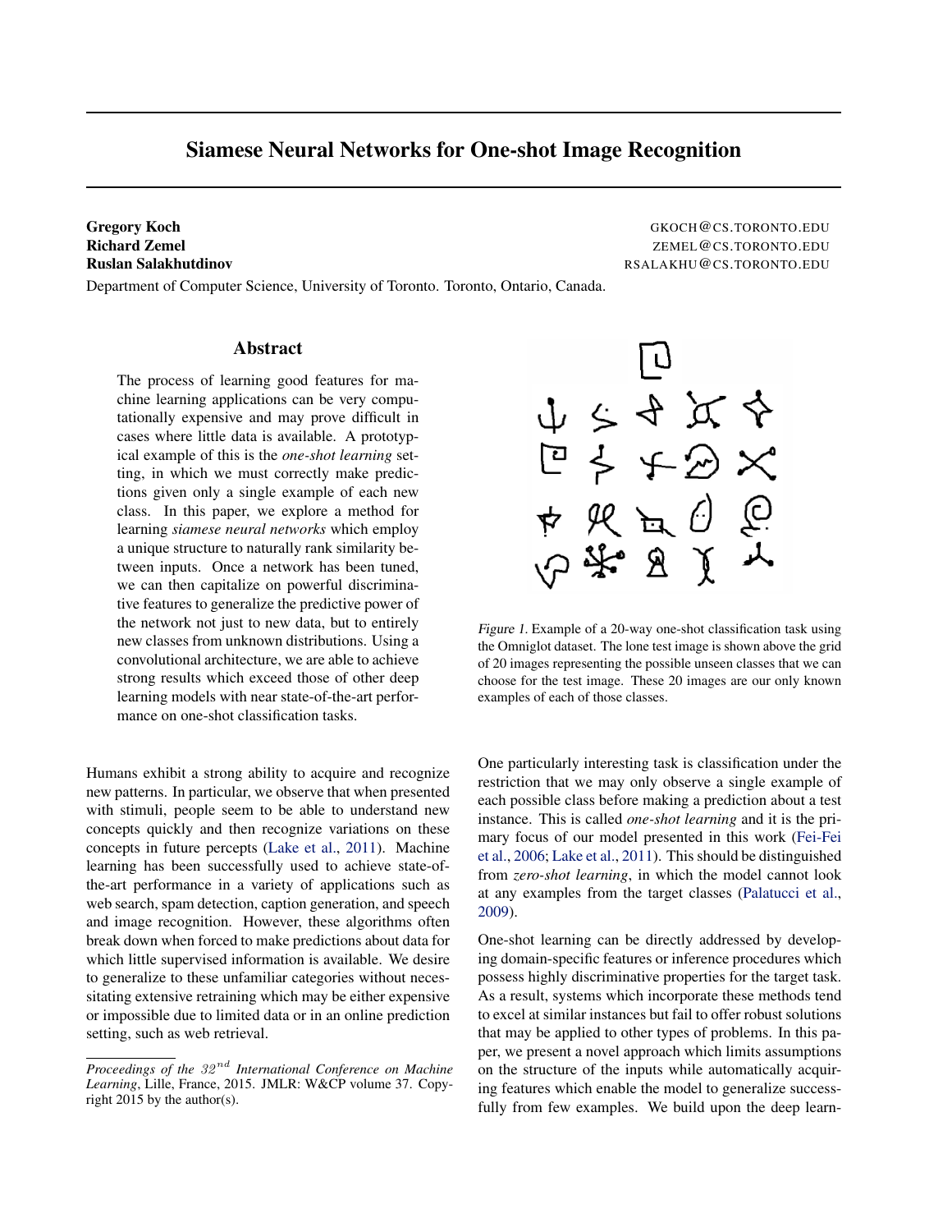# Siamese Neural Networks for One-shot Image Recognition

**Gregory Koch** GKOCH@CS.TORONTO.EDU
**Richard Zemel** ZEMEL@CS.TORONTO.EDU
**Ruslan Salakhutdinov** RSALAKHU@CS.TORONTO.EDU

Department of Computer Science, University of Toronto. Toronto, Ontario, Canada.

## Abstract

The process of learning good features for machine learning applications can be very computationally expensive and may prove difficult in cases where little data is available. A prototypical example of this is the *one-shot learning* setting, in which we must correctly make predictions given only a single example of each new class. In this paper, we explore a method for learning *siamese neural networks* which employ a unique structure to naturally rank similarity between inputs. Once a network has been tuned, we can then capitalize on powerful discriminative features to generalize the predictive power of the network not just to new data, but to entirely new classes from unknown distributions. Using a convolutional architecture, we are able to achieve strong results which exceed those of other deep learning models with near state-of-the-art performance on one-shot classification tasks.

*Figure 1.* Example of a 20-way one-shot classification task using the Omniglot dataset. The lone test image is shown above the grid of 20 images representing the possible unseen classes that we can choose for the test image. These 20 images are our only known examples of each of those classes.

Humans exhibit a strong ability to acquire and recognize new patterns. In particular, we observe that when presented with stimuli, people seem to be able to understand new concepts quickly and then recognize variations on these concepts in future percepts (Lake et al., 2011). Machine learning has been successfully used to achieve state-of-the-art performance in a variety of applications such as web search, spam detection, caption generation, and speech and image recognition. However, these algorithms often break down when forced to make predictions about data for which little supervised information is available. We desire to generalize to these unfamiliar categories without necessitating extensive retraining which may be either expensive or impossible due to limited data or in an online prediction setting, such as web retrieval.

One particularly interesting task is classification under the restriction that we may only observe a single example of each possible class before making a prediction about a test instance. This is called *one-shot learning* and it is the primary focus of our model presented in this work (Fei-Fei et al., 2006; Lake et al., 2011). This should be distinguished from *zero-shot learning*, in which the model cannot look at any examples from the target classes (Palatucci et al., 2009).

One-shot learning can be directly addressed by developing domain-specific features or inference procedures which possess highly discriminative properties for the target task. As a result, systems which incorporate these methods tend to excel at similar instances but fail to offer robust solutions that may be applied to other types of problems. In this paper, we present a novel approach which limits assumptions on the structure of the inputs while automatically acquiring features which enable the model to generalize successfully from few examples. We build upon the deep learn-

---

*Proceedings of the $32^{nd}$ International Conference on Machine Learning*, Lille, France, 2015. JMLR: W&CP volume 37. Copyright 2015 by the author(s).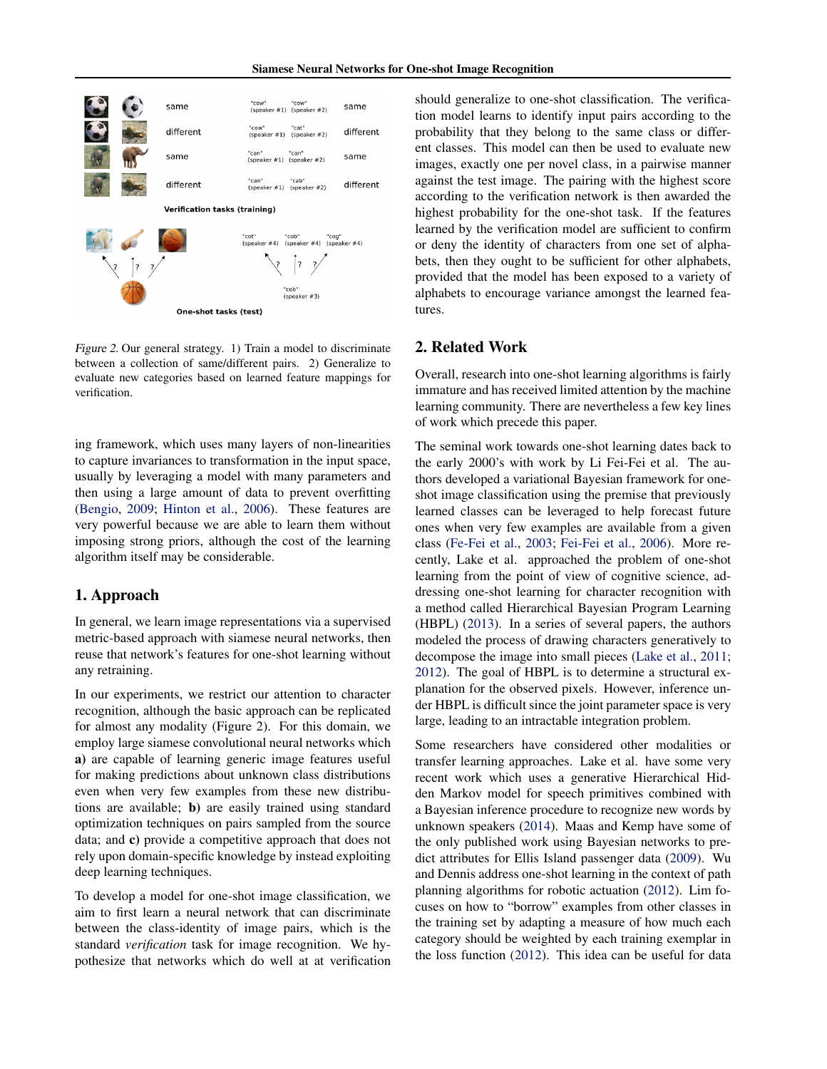Figure 2. Our general strategy. 1) Train a model to discriminate between a collection of same/different pairs. 2) Generalize to evaluate new categories based on learned feature mappings for verification.

ing framework, which uses many layers of non-linearities to capture invariances to transformation in the input space, usually by leveraging a model with many parameters and then using a large amount of data to prevent overfitting (Bengio, 2009; Hinton et al., 2006). These features are very powerful because we are able to learn them without imposing strong priors, although the cost of the learning algorithm itself may be considerable.

## 1. Approach

In general, we learn image representations via a supervised metric-based approach with siamese neural networks, then reuse that network's features for one-shot learning without any retraining.

In our experiments, we restrict our attention to character recognition, although the basic approach can be replicated for almost any modality (Figure 2). For this domain, we employ large siamese convolutional neural networks which **a)** are capable of learning generic image features useful for making predictions about unknown class distributions even when very few examples from these new distributions are available; **b)** are easily trained using standard optimization techniques on pairs sampled from the source data; and **c)** provide a competitive approach that does not rely upon domain-specific knowledge by instead exploiting deep learning techniques.

To develop a model for one-shot image classification, we aim to first learn a neural network that can discriminate between the class-identity of image pairs, which is the standard *verification* task for image recognition. We hypothesize that networks which do well at at verification should generalize to one-shot classification. The verification model learns to identify input pairs according to the probability that they belong to the same class or different classes. This model can then be used to evaluate new images, exactly one per novel class, in a pairwise manner against the test image. The pairing with the highest score according to the verification network is then awarded the highest probability for the one-shot task. If the features learned by the verification model are sufficient to confirm or deny the identity of characters from one set of alphabets, then they ought to be sufficient for other alphabets, provided that the model has been exposed to a variety of alphabets to encourage variance amongst the learned features.

## 2. Related Work

Overall, research into one-shot learning algorithms is fairly immature and has received limited attention by the machine learning community. There are nevertheless a few key lines of work which precede this paper.

The seminal work towards one-shot learning dates back to the early 2000's with work by Li Fei-Fei et al. The authors developed a variational Bayesian framework for one-shot image classification using the premise that previously learned classes can be leveraged to help forecast future ones when very few examples are available from a given class (Fe-Fei et al., 2003; Fei-Fei et al., 2006). More recently, Lake et al. approached the problem of one-shot learning from the point of view of cognitive science, addressing one-shot learning for character recognition with a method called Hierarchical Bayesian Program Learning (HBPL) (2013). In a series of several papers, the authors modeled the process of drawing characters generatively to decompose the image into small pieces (Lake et al., 2011; 2012). The goal of HBPL is to determine a structural explanation for the observed pixels. However, inference under HBPL is difficult since the joint parameter space is very large, leading to an intractable integration problem.

Some researchers have considered other modalities or transfer learning approaches. Lake et al. have some very recent work which uses a generative Hierarchical Hidden Markov model for speech primitives combined with a Bayesian inference procedure to recognize new words by unknown speakers (2014). Maas and Kemp have some of the only published work using Bayesian networks to predict attributes for Ellis Island passenger data (2009). Wu and Dennis address one-shot learning in the context of path planning algorithms for robotic actuation (2012). Lim focuses on how to "borrow" examples from other classes in the training set by adapting a measure of how much each category should be weighted by each training exemplar in the loss function (2012). This idea can be useful for data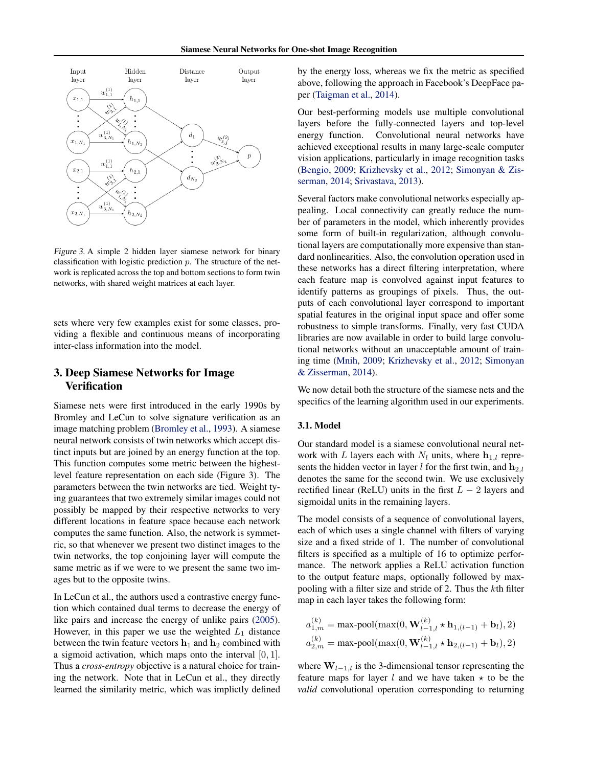Figure 3. A simple 2 hidden layer siamese network for binary classification with logistic prediction $p$. The structure of the network is replicated across the top and bottom sections to form twin networks, with shared weight matrices at each layer.

sets where very few examples exist for some classes, providing a flexible and continuous means of incorporating inter-class information into the model.

## 3. Deep Siamese Networks for Image Verification

Siamese nets were first introduced in the early 1990s by Bromley and LeCun to solve signature verification as an image matching problem (Bromley et al., 1993). A siamese neural network consists of twin networks which accept distinct inputs but are joined by an energy function at the top. This function computes some metric between the highest-level feature representation on each side (Figure 3). The parameters between the twin networks are tied. Weight tying guarantees that two extremely similar images could not possibly be mapped by their respective networks to very different locations in feature space because each network computes the same function. Also, the network is symmetric, so that whenever we present two distinct images to the twin networks, the top conjoining layer will compute the same metric as if we were to we present the same two images but to the opposite twins.

In LeCun et al., the authors used a contrastive energy function which contained dual terms to decrease the energy of like pairs and increase the energy of unlike pairs (2005). However, in this paper we use the weighted $L_1$ distance between the twin feature vectors $\mathbf{h}_1$ and $\mathbf{h}_2$ combined with a sigmoid activation, which maps onto the interval $[0, 1]$. Thus a *cross-entropy* objective is a natural choice for training the network. Note that in LeCun et al., they directly learned the similarity metric, which was implictly defined by the energy loss, whereas we fix the metric as specified above, following the approach in Facebook's DeepFace paper (Taigman et al., 2014).

Our best-performing models use multiple convolutional layers before the fully-connected layers and top-level energy function. Convolutional neural networks have achieved exceptional results in many large-scale computer vision applications, particularly in image recognition tasks (Bengio, 2009; Krizhevsky et al., 2012; Simonyan & Zisserman, 2014; Srivastava, 2013).

Several factors make convolutional networks especially appealing. Local connectivity can greatly reduce the number of parameters in the model, which inherently provides some form of built-in regularization, although convolutional layers are computationally more expensive than standard nonlinearities. Also, the convolution operation used in these networks has a direct filtering interpretation, where each feature map is convolved against input features to identify patterns as groupings of pixels. Thus, the outputs of each convolutional layer correspond to important spatial features in the original input space and offer some robustness to simple transforms. Finally, very fast CUDA libraries are now available in order to build large convolutional networks without an unacceptable amount of training time (Mnih, 2009; Krizhevsky et al., 2012; Simonyan & Zisserman, 2014).

We now detail both the structure of the siamese nets and the specifics of the learning algorithm used in our experiments.

### 3.1. Model

Our standard model is a siamese convolutional neural network with $L$ layers each with $N_l$ units, where $\mathbf{h}_{1,l}$ represents the hidden vector in layer $l$ for the first twin, and $\mathbf{h}_{2,l}$ denotes the same for the second twin. We use exclusively rectified linear (ReLU) units in the first $L-2$ layers and sigmoidal units in the remaining layers.

The model consists of a sequence of convolutional layers, each of which uses a single channel with filters of varying size and a fixed stride of 1. The number of convolutional filters is specified as a multiple of 16 to optimize performance. The network applies a ReLU activation function to the output feature maps, optionally followed by max-pooling with a filter size and stride of 2. Thus the $k$th filter map in each layer takes the following form:

$$a_{1,m}^{(k)} = \text{max-pool}(\max(0, \mathbf{W}_{l-1,l}^{(k)} \star \mathbf{h}_{1,(l-1)} + \mathbf{b}_l), 2)$$
$$a_{2,m}^{(k)} = \text{max-pool}(\max(0, \mathbf{W}_{l-1,l}^{(k)} \star \mathbf{h}_{2,(l-1)} + \mathbf{b}_l), 2)$$

where $\mathbf{W}_{l-1,l}$ is the 3-dimensional tensor representing the feature maps for layer $l$ and we have taken $\star$ to be the *valid* convolutional operation corresponding to returning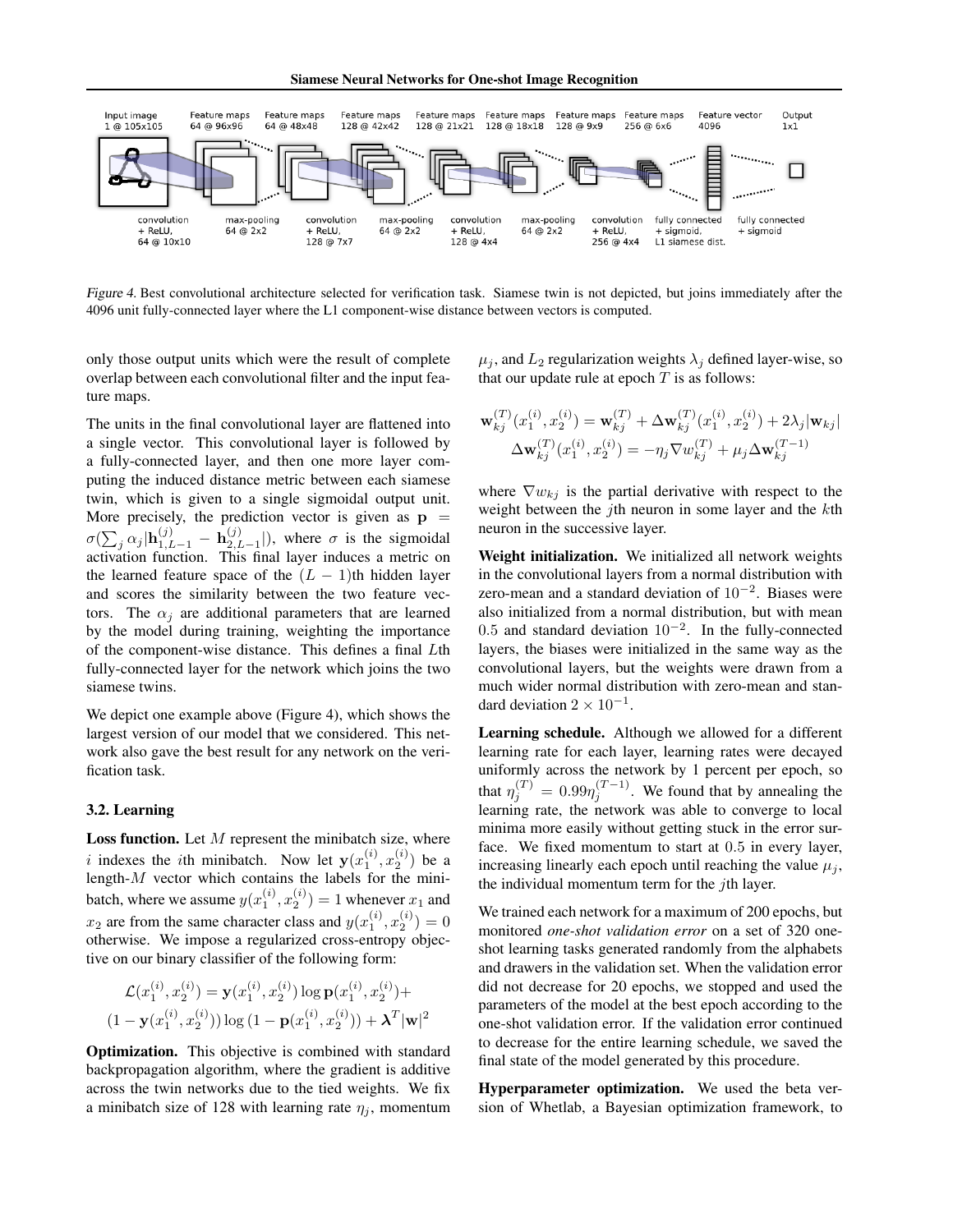Input image 1 @ 105x105 | Feature maps 64 @ 96x96 | Feature maps 64 @ 48x48 | Feature maps 128 @ 42x42 | Feature maps 128 @ 21x21 | Feature maps 128 @ 18x18 | Feature maps 128 @ 9x9 | Feature maps 256 @ 6x6 | Feature vector 4096 | Output 1x1

convolution + ReLU, 64 @ 10x10 | max-pooling 64 @ 2x2 | convolution + ReLU, 128 @ 7x7 | max-pooling 64 @ 2x2 | convolution + ReLU, 128 @ 4x4 | max-pooling 64 @ 2x2 | convolution + ReLU, 256 @ 4x4 | fully connected + sigmoid, L1 siamese dist. | fully connected + sigmoid

*Figure 4.* Best convolutional architecture selected for verification task. Siamese twin is not depicted, but joins immediately after the 4096 unit fully-connected layer where the L1 component-wise distance between vectors is computed.

only those output units which were the result of complete overlap between each convolutional filter and the input feature maps.

The units in the final convolutional layer are flattened into a single vector. This convolutional layer is followed by a fully-connected layer, and then one more layer computing the induced distance metric between each siamese twin, which is given to a single sigmoidal output unit. More precisely, the prediction vector is given as $\mathbf{p} = \sigma(\sum_j \alpha_j |\mathbf{h}_{1,L-1}^{(j)} - \mathbf{h}_{2,L-1}^{(j)}|)$, where $\sigma$ is the sigmoidal activation function. This final layer induces a metric on the learned feature space of the $(L-1)$th hidden layer and scores the similarity between the two feature vectors. The $\alpha_j$ are additional parameters that are learned by the model during training, weighting the importance of the component-wise distance. This defines a final $L$th fully-connected layer for the network which joins the two siamese twins.

We depict one example above (Figure 4), which shows the largest version of our model that we considered. This network also gave the best result for any network on the verification task.

### 3.2. Learning

**Loss function.** Let $M$ represent the minibatch size, where $i$ indexes the $i$th minibatch. Now let $\mathbf{y}(x_1^{(i)}, x_2^{(i)})$ be a length-$M$ vector which contains the labels for the minibatch, where we assume $y(x_1^{(i)}, x_2^{(i)}) = 1$ whenever $x_1$ and $x_2$ are from the same character class and $y(x_1^{(i)}, x_2^{(i)}) = 0$ otherwise. We impose a regularized cross-entropy objective on our binary classifier of the following form:

$$\mathcal{L}(x_1^{(i)}, x_2^{(i)}) = \mathbf{y}(x_1^{(i)}, x_2^{(i)}) \log \mathbf{p}(x_1^{(i)}, x_2^{(i)}) + \\ (1 - \mathbf{y}(x_1^{(i)}, x_2^{(i)})) \log (1 - \mathbf{p}(x_1^{(i)}, x_2^{(i)})) + \boldsymbol{\lambda}^T |\mathbf{w}|^2$$

**Optimization.** This objective is combined with standard backpropagation algorithm, where the gradient is additive across the twin networks due to the tied weights. We fix a minibatch size of 128 with learning rate $\eta_j$, momentum $\mu_j$, and $L_2$ regularization weights $\lambda_j$ defined layer-wise, so that our update rule at epoch $T$ is as follows:

$$\mathbf{w}_{kj}^{(T)}(x_1^{(i)}, x_2^{(i)}) = \mathbf{w}_{kj}^{(T)} + \Delta\mathbf{w}_{kj}^{(T)}(x_1^{(i)}, x_2^{(i)}) + 2\lambda_j |\mathbf{w}_{kj}|$$

$$\Delta\mathbf{w}_{kj}^{(T)}(x_1^{(i)}, x_2^{(i)}) = -\eta_j \nabla w_{kj}^{(T)} + \mu_j \Delta\mathbf{w}_{kj}^{(T-1)}$$

where $\nabla w_{kj}$ is the partial derivative with respect to the weight between the $j$th neuron in some layer and the $k$th neuron in the successive layer.

**Weight initialization.** We initialized all network weights in the convolutional layers from a normal distribution with zero-mean and a standard deviation of $10^{-2}$. Biases were also initialized from a normal distribution, but with mean $0.5$ and standard deviation $10^{-2}$. In the fully-connected layers, the biases were initialized in the same way as the convolutional layers, but the weights were drawn from a much wider normal distribution with zero-mean and standard deviation $2 \times 10^{-1}$.

**Learning schedule.** Although we allowed for a different learning rate for each layer, learning rates were decayed uniformly across the network by 1 percent per epoch, so that $\eta_j^{(T)} = 0.99\eta_j^{(T-1)}$. We found that by annealing the learning rate, the network was able to converge to local minima more easily without getting stuck in the error surface. We fixed momentum to start at $0.5$ in every layer, increasing linearly each epoch until reaching the value $\mu_j$, the individual momentum term for the $j$th layer.

We trained each network for a maximum of 200 epochs, but monitored *one-shot validation error* on a set of 320 one-shot learning tasks generated randomly from the alphabets and drawers in the validation set. When the validation error did not decrease for 20 epochs, we stopped and used the parameters of the model at the best epoch according to the one-shot validation error. If the validation error continued to decrease for the entire learning schedule, we saved the final state of the model generated by this procedure.

**Hyperparameter optimization.** We used the beta version of Whetlab, a Bayesian optimization framework, to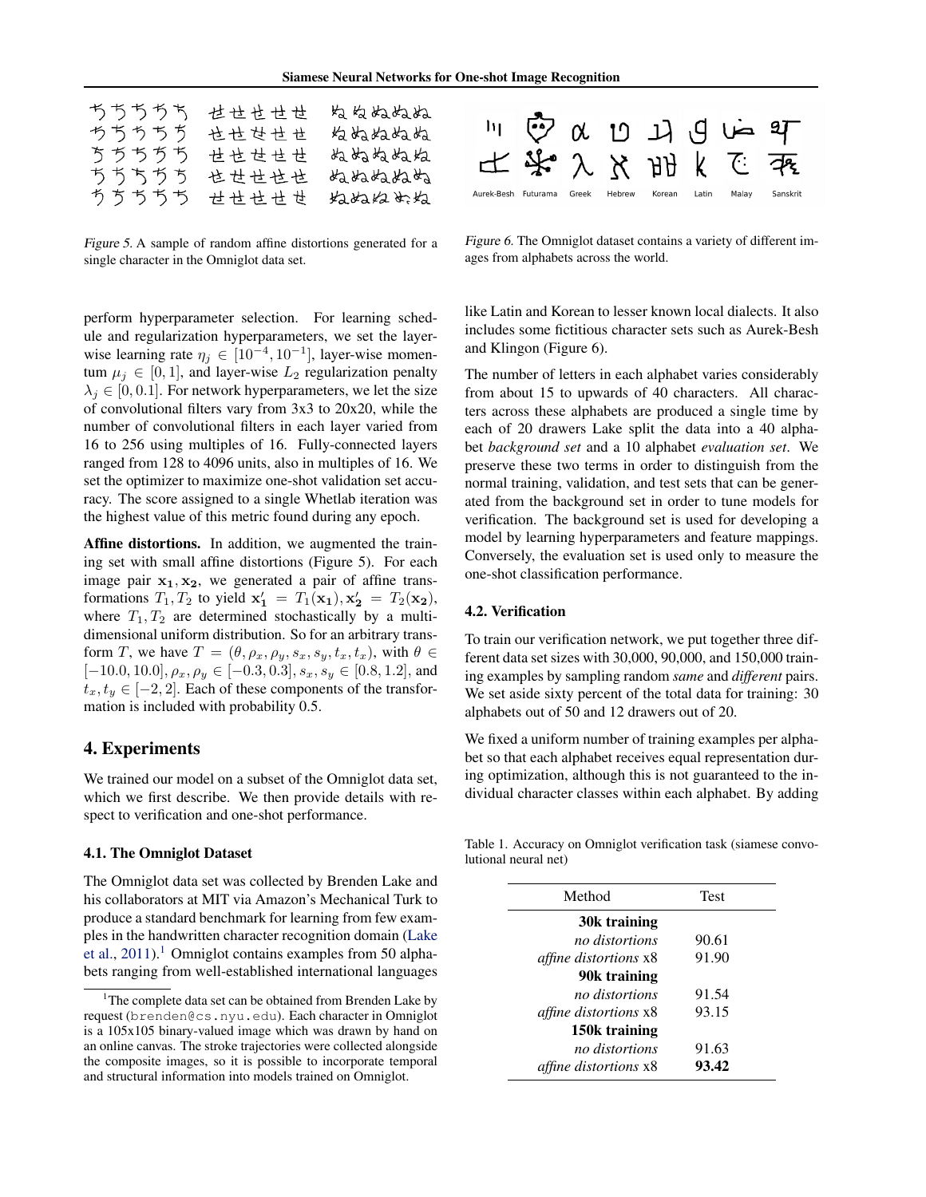Figure 5. A sample of random affine distortions generated for a single character in the Omniglot data set.

Figure 6. The Omniglot dataset contains a variety of different images from alphabets across the world.

perform hyperparameter selection. For learning schedule and regularization hyperparameters, we set the layer-wise learning rate $\eta_j \in [10^{-4}, 10^{-1}]$, layer-wise momentum $\mu_j \in [0, 1]$, and layer-wise $L_2$ regularization penalty $\lambda_j \in [0, 0.1]$. For network hyperparameters, we let the size of convolutional filters vary from 3x3 to 20x20, while the number of convolutional filters in each layer varied from 16 to 256 using multiples of 16. Fully-connected layers ranged from 128 to 4096 units, also in multiples of 16. We set the optimizer to maximize one-shot validation set accuracy. The score assigned to a single Whetlab iteration was the highest value of this metric found during any epoch.

**Affine distortions.** In addition, we augmented the training set with small affine distortions (Figure 5). For each image pair $\mathbf{x_1}, \mathbf{x_2}$, we generated a pair of affine transformations $T_1, T_2$ to yield $\mathbf{x_1'} = T_1(\mathbf{x_1}), \mathbf{x_2'} = T_2(\mathbf{x_2})$, where $T_1, T_2$ are determined stochastically by a multi-dimensional uniform distribution. So for an arbitrary transform $T$, we have $T = (\theta, \rho_x, \rho_y, s_x, s_y, t_x, t_x)$, with $\theta \in [-10.0, 10.0]$, $\rho_x, \rho_y \in [-0.3, 0.3]$, $s_x, s_y \in [0.8, 1.2]$, and $t_x, t_y \in [-2, 2]$. Each of these components of the transformation is included with probability 0.5.

# 4. Experiments

We trained our model on a subset of the Omniglot data set, which we first describe. We then provide details with respect to verification and one-shot performance.

## 4.1. The Omniglot Dataset

The Omniglot data set was collected by Brenden Lake and his collaborators at MIT via Amazon's Mechanical Turk to produce a standard benchmark for learning from few examples in the handwritten character recognition domain (Lake et al., 2011).[1] Omniglot contains examples from 50 alphabets ranging from well-established international languages like Latin and Korean to lesser known local dialects. It also includes some fictitious character sets such as Aurek-Besh and Klingon (Figure 6).

The number of letters in each alphabet varies considerably from about 15 to upwards of 40 characters. All characters across these alphabets are produced a single time by each of 20 drawers Lake split the data into a 40 alphabet *background set* and a 10 alphabet *evaluation set*. We preserve these two terms in order to distinguish from the normal training, validation, and test sets that can be generated from the background set in order to tune models for verification. The background set is used for developing a model by learning hyperparameters and feature mappings. Conversely, the evaluation set is used only to measure the one-shot classification performance.

## 4.2. Verification

To train our verification network, we put together three different data set sizes with 30,000, 90,000, and 150,000 training examples by sampling random *same* and *different* pairs. We set aside sixty percent of the total data for training: 30 alphabets out of 50 and 12 drawers out of 20.

We fixed a uniform number of training examples per alphabet so that each alphabet receives equal representation during optimization, although this is not guaranteed to the individual character classes within each alphabet. By adding

Table 1. Accuracy on Omniglot verification task (siamese convolutional neural net)

| Method | Test |
|---|---|
| **30k training** | |
| *no distortions* | 90.61 |
| *affine distortions* x8 | 91.90 |
| **90k training** | |
| *no distortions* | 91.54 |
| *affine distortions* x8 | 93.15 |
| **150k training** | |
| *no distortions* | 91.63 |
| *affine distortions* x8 | **93.42** |

[1] The complete data set can be obtained from Brenden Lake by request (brenden@cs.nyu.edu). Each character in Omniglot is a 105x105 binary-valued image which was drawn by hand on an online canvas. The stroke trajectories were collected alongside the composite images, so it is possible to incorporate temporal and structural information into models trained on Omniglot.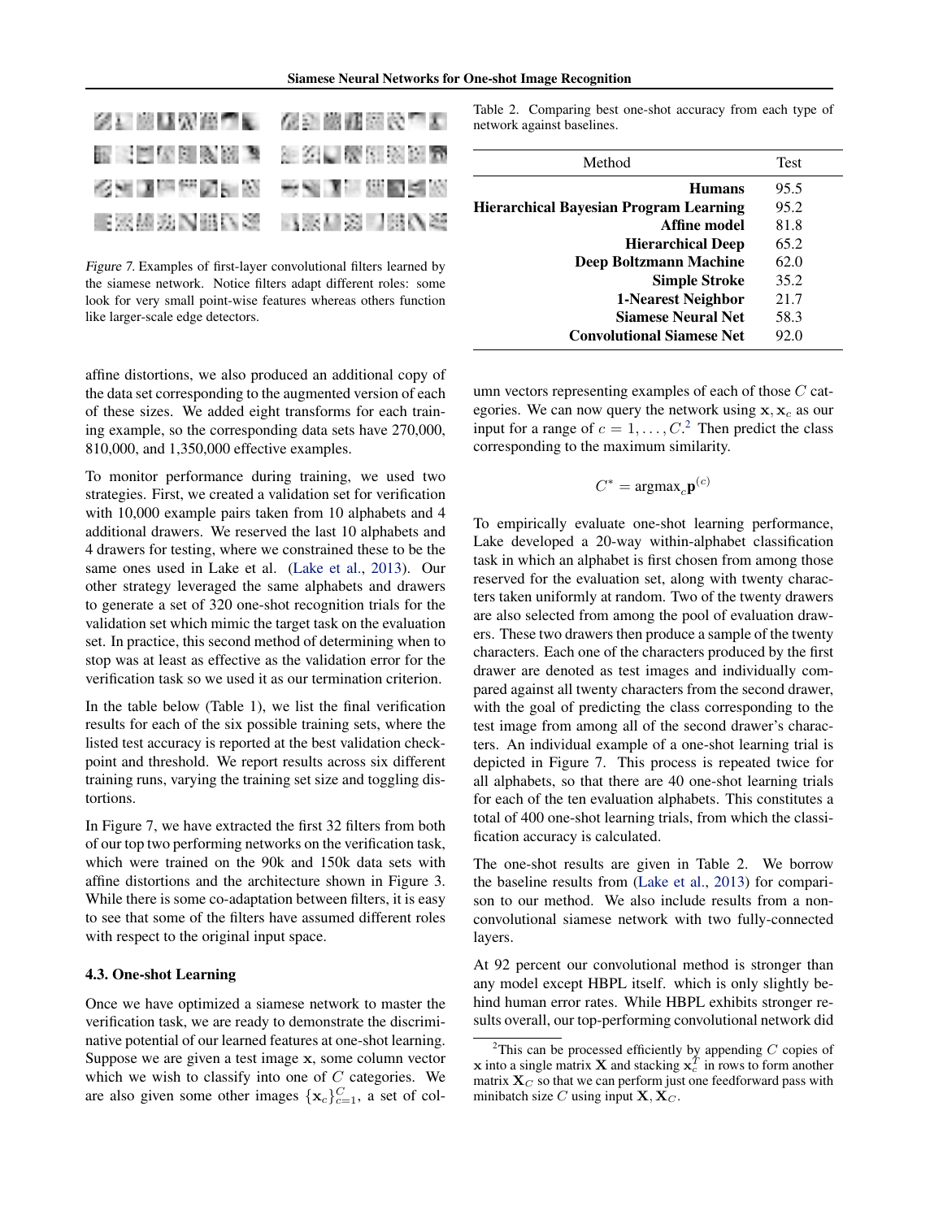*Figure 7.* Examples of first-layer convolutional filters learned by the siamese network. Notice filters adapt different roles: some look for very small point-wise features whereas others function like larger-scale edge detectors.

affine distortions, we also produced an additional copy of the data set corresponding to the augmented version of each of these sizes. We added eight transforms for each training example, so the corresponding data sets have 270,000, 810,000, and 1,350,000 effective examples.

To monitor performance during training, we used two strategies. First, we created a validation set for verification with 10,000 example pairs taken from 10 alphabets and 4 additional drawers. We reserved the last 10 alphabets and 4 drawers for testing, where we constrained these to be the same ones used in Lake et al. (Lake et al., 2013). Our other strategy leveraged the same alphabets and drawers to generate a set of 320 one-shot recognition trials for the validation set which mimic the target task on the evaluation set. In practice, this second method of determining when to stop was at least as effective as the validation error for the verification task so we used it as our termination criterion.

In the table below (Table 1), we list the final verification results for each of the six possible training sets, where the listed test accuracy is reported at the best validation checkpoint and threshold. We report results across six different training runs, varying the training set size and toggling distortions.

In Figure 7, we have extracted the first 32 filters from both of our top two performing networks on the verification task, which were trained on the 90k and 150k data sets with affine distortions and the architecture shown in Figure 3. While there is some co-adaptation between filters, it is easy to see that some of the filters have assumed different roles with respect to the original input space.

### 4.3. One-shot Learning

Once we have optimized a siamese network to master the verification task, we are ready to demonstrate the discriminative potential of our learned features at one-shot learning. Suppose we are given a test image $\mathbf{x}$, some column vector which we wish to classify into one of $C$ categories. We are also given some other images $\{\mathbf{x}_c\}_{c=1}^{C}$, a set of column vectors representing examples of each of those $C$ categories. We can now query the network using $\mathbf{x}, \mathbf{x}_c$ as our input for a range of $c = 1, \ldots, C$.[2] Then predict the class corresponding to the maximum similarity.

$$C^* = \text{argmax}_c \mathbf{p}^{(c)}$$

To empirically evaluate one-shot learning performance, Lake developed a 20-way within-alphabet classification task in which an alphabet is first chosen from among those reserved for the evaluation set, along with twenty characters taken uniformly at random. Two of the twenty drawers are also selected from among the pool of evaluation drawers. These two drawers then produce a sample of the twenty characters. Each one of the characters produced by the first drawer are denoted as test images and individually compared against all twenty characters from the second drawer, with the goal of predicting the class corresponding to the test image from among all of the second drawer's characters. An individual example of a one-shot learning trial is depicted in Figure 7. This process is repeated twice for all alphabets, so that there are 40 one-shot learning trials for each of the ten evaluation alphabets. This constitutes a total of 400 one-shot learning trials, from which the classification accuracy is calculated.

Table 2. Comparing best one-shot accuracy from each type of network against baselines.

| Method | Test |
|---:|---|
| **Humans** | 95.5 |
| **Hierarchical Bayesian Program Learning** | 95.2 |
| **Affine model** | 81.8 |
| **Hierarchical Deep** | 65.2 |
| **Deep Boltzmann Machine** | 62.0 |
| **Simple Stroke** | 35.2 |
| **1-Nearest Neighbor** | 21.7 |
| **Siamese Neural Net** | 58.3 |
| **Convolutional Siamese Net** | 92.0 |

The one-shot results are given in Table 2. We borrow the baseline results from (Lake et al., 2013) for comparison to our method. We also include results from a non-convolutional siamese network with two fully-connected layers.

At 92 percent our convolutional method is stronger than any model except HBPL itself. which is only slightly behind human error rates. While HBPL exhibits stronger results overall, our top-performing convolutional network did

[2] This can be processed efficiently by appending $C$ copies of $\mathbf{x}$ into a single matrix $\mathbf{X}$ and stacking $\mathbf{x}_c^T$ in rows to form another matrix $\mathbf{X}_C$ so that we can perform just one feedforward pass with minibatch size $C$ using input $\mathbf{X}, \mathbf{X}_C$.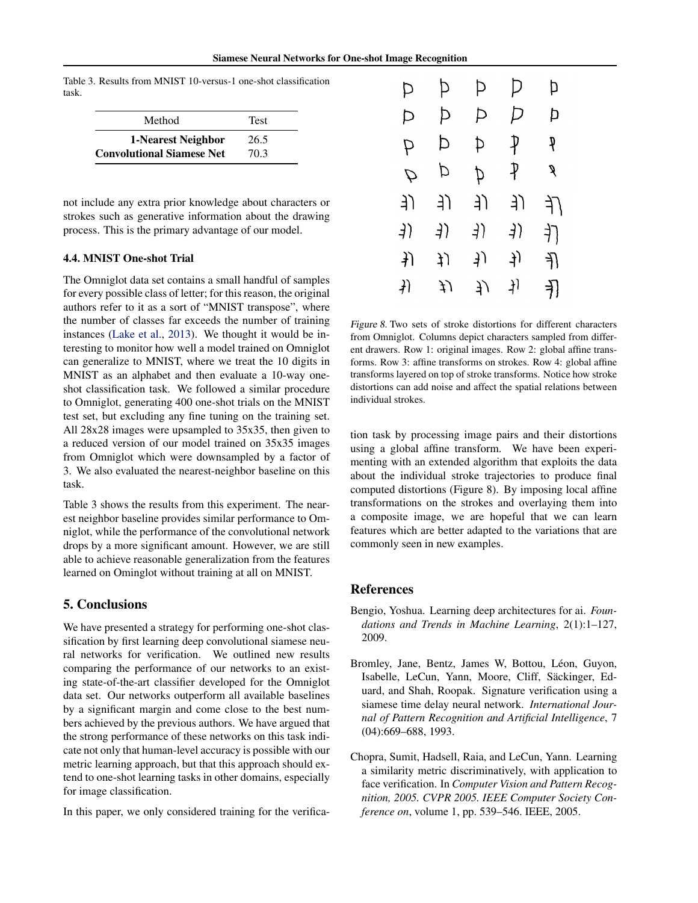Table 3. Results from MNIST 10-versus-1 one-shot classification task.

| Method | Test |
| --- | --- |
| **1-Nearest Neighbor** | 26.5 |
| **Convolutional Siamese Net** | 70.3 |

not include any extra prior knowledge about characters or strokes such as generative information about the drawing process. This is the primary advantage of our model.

### 4.4. MNIST One-shot Trial

The Omniglot data set contains a small handful of samples for every possible class of letter; for this reason, the original authors refer to it as a sort of "MNIST transpose", where the number of classes far exceeds the number of training instances (Lake et al., 2013). We thought it would be interesting to monitor how well a model trained on Omniglot can generalize to MNIST, where we treat the 10 digits in MNIST as an alphabet and then evaluate a 10-way one-shot classification task. We followed a similar procedure to Omniglot, generating 400 one-shot trials on the MNIST test set, but excluding any fine tuning on the training set. All 28x28 images were upsampled to 35x35, then given to a reduced version of our model trained on 35x35 images from Omniglot which were downsampled by a factor of 3. We also evaluated the nearest-neighbor baseline on this task.

Table 3 shows the results from this experiment. The nearest neighbor baseline provides similar performance to Omniglot, while the performance of the convolutional network drops by a more significant amount. However, we are still able to achieve reasonable generalization from the features learned on Ominglot without training at all on MNIST.

## 5. Conclusions

We have presented a strategy for performing one-shot classification by first learning deep convolutional siamese neural networks for verification. We outlined new results comparing the performance of our networks to an existing state-of-the-art classifier developed for the Omniglot data set. Our networks outperform all available baselines by a significant margin and come close to the best numbers achieved by the previous authors. We have argued that the strong performance of these networks on this task indicate not only that human-level accuracy is possible with our metric learning approach, but that this approach should extend to one-shot learning tasks in other domains, especially for image classification.

In this paper, we only considered training for the verification task by processing image pairs and their distortions using a global affine transform. We have been experimenting with an extended algorithm that exploits the data about the individual stroke trajectories to produce final computed distortions (Figure 8). By imposing local affine transformations on the strokes and overlaying them into a composite image, we are hopeful that we can learn features which are better adapted to the variations that are commonly seen in new examples.

*Figure 8.* Two sets of stroke distortions for different characters from Omniglot. Columns depict characters sampled from different drawers. Row 1: original images. Row 2: global affine transforms. Row 3: affine transforms on strokes. Row 4: global affine transforms layered on top of stroke transforms. Notice how stroke distortions can add noise and affect the spatial relations between individual strokes.

## References

Bengio, Yoshua. Learning deep architectures for ai. *Foundations and Trends in Machine Learning*, 2(1):1–127, 2009.

Bromley, Jane, Bentz, James W, Bottou, Léon, Guyon, Isabelle, LeCun, Yann, Moore, Cliff, Säckinger, Eduard, and Shah, Roopak. Signature verification using a siamese time delay neural network. *International Journal of Pattern Recognition and Artificial Intelligence*, 7 (04):669–688, 1993.

Chopra, Sumit, Hadsell, Raia, and LeCun, Yann. Learning a similarity metric discriminatively, with application to face verification. In *Computer Vision and Pattern Recognition, 2005. CVPR 2005. IEEE Computer Society Conference on*, volume 1, pp. 539–546. IEEE, 2005.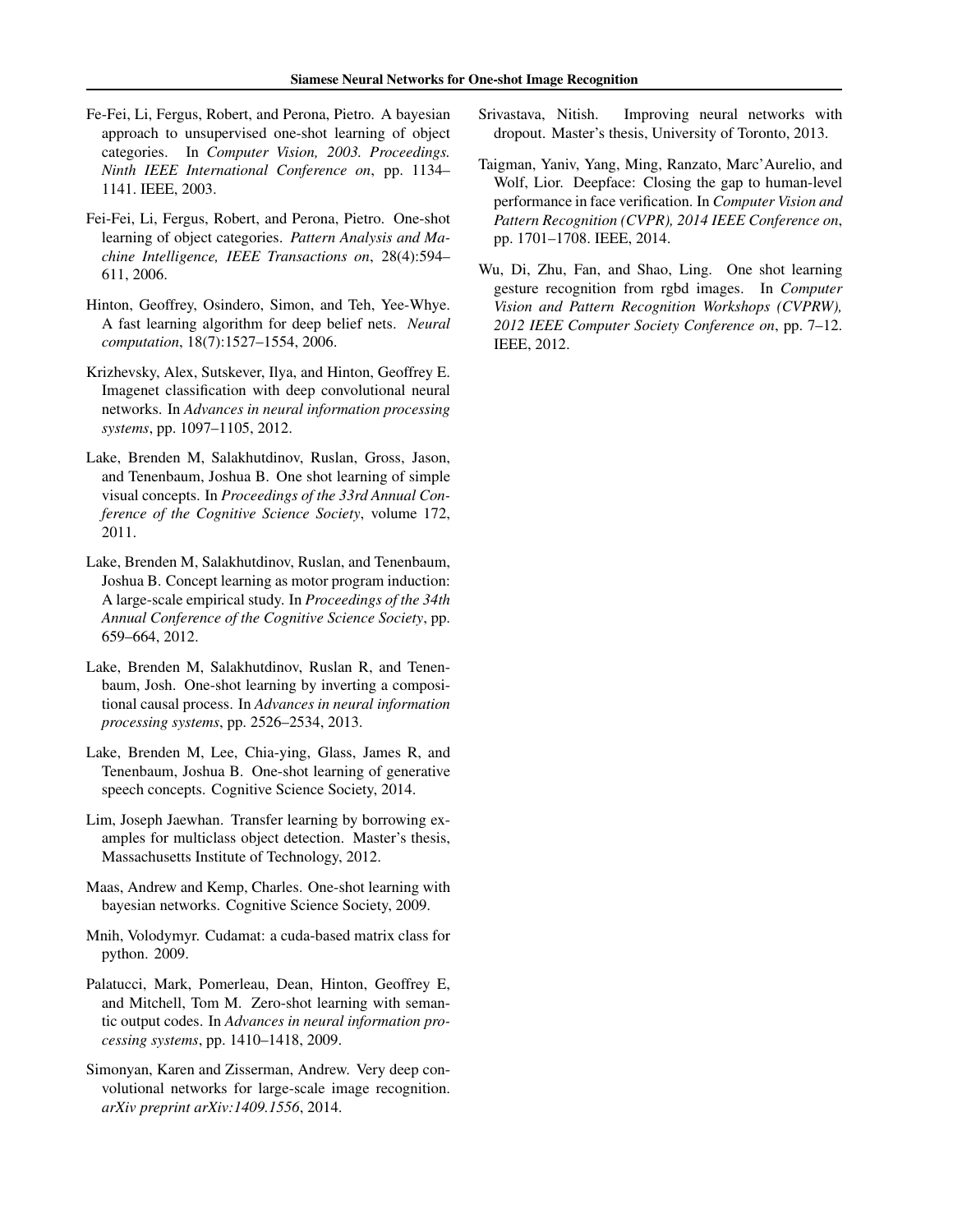Fe-Fei, Li, Fergus, Robert, and Perona, Pietro. A bayesian approach to unsupervised one-shot learning of object categories. In *Computer Vision, 2003. Proceedings. Ninth IEEE International Conference on*, pp. 1134–1141. IEEE, 2003.

Fei-Fei, Li, Fergus, Robert, and Perona, Pietro. One-shot learning of object categories. *Pattern Analysis and Machine Intelligence, IEEE Transactions on*, 28(4):594–611, 2006.

Hinton, Geoffrey, Osindero, Simon, and Teh, Yee-Whye. A fast learning algorithm for deep belief nets. *Neural computation*, 18(7):1527–1554, 2006.

Krizhevsky, Alex, Sutskever, Ilya, and Hinton, Geoffrey E. Imagenet classification with deep convolutional neural networks. In *Advances in neural information processing systems*, pp. 1097–1105, 2012.

Lake, Brenden M, Salakhutdinov, Ruslan, Gross, Jason, and Tenenbaum, Joshua B. One shot learning of simple visual concepts. In *Proceedings of the 33rd Annual Conference of the Cognitive Science Society*, volume 172, 2011.

Lake, Brenden M, Salakhutdinov, Ruslan, and Tenenbaum, Joshua B. Concept learning as motor program induction: A large-scale empirical study. In *Proceedings of the 34th Annual Conference of the Cognitive Science Society*, pp. 659–664, 2012.

Lake, Brenden M, Salakhutdinov, Ruslan R, and Tenenbaum, Josh. One-shot learning by inverting a compositional causal process. In *Advances in neural information processing systems*, pp. 2526–2534, 2013.

Lake, Brenden M, Lee, Chia-ying, Glass, James R, and Tenenbaum, Joshua B. One-shot learning of generative speech concepts. Cognitive Science Society, 2014.

Lim, Joseph Jaewhan. Transfer learning by borrowing examples for multiclass object detection. Master's thesis, Massachusetts Institute of Technology, 2012.

Maas, Andrew and Kemp, Charles. One-shot learning with bayesian networks. Cognitive Science Society, 2009.

Mnih, Volodymyr. Cudamat: a cuda-based matrix class for python. 2009.

Palatucci, Mark, Pomerleau, Dean, Hinton, Geoffrey E, and Mitchell, Tom M. Zero-shot learning with semantic output codes. In *Advances in neural information processing systems*, pp. 1410–1418, 2009.

Simonyan, Karen and Zisserman, Andrew. Very deep convolutional networks for large-scale image recognition. *arXiv preprint arXiv:1409.1556*, 2014.

Srivastava, Nitish. Improving neural networks with dropout. Master's thesis, University of Toronto, 2013.

Taigman, Yaniv, Yang, Ming, Ranzato, Marc'Aurelio, and Wolf, Lior. Deepface: Closing the gap to human-level performance in face verification. In *Computer Vision and Pattern Recognition (CVPR), 2014 IEEE Conference on*, pp. 1701–1708. IEEE, 2014.

Wu, Di, Zhu, Fan, and Shao, Ling. One shot learning gesture recognition from rgbd images. In *Computer Vision and Pattern Recognition Workshops (CVPRW), 2012 IEEE Computer Society Conference on*, pp. 7–12. IEEE, 2012.